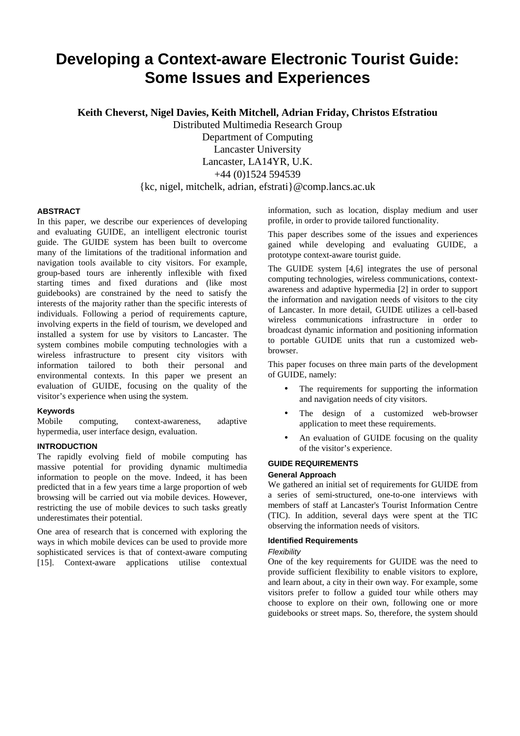# Developing a Context-aware Electronic Tourist Guide: Some Issues and Experiences

**Keith Cheverst, Nigel Davies, Keith Mitchell, Adrian Friday, Christos Efstratiou**

Distributed Multimedia Research Group
Department of Computing
Lancaster University
Lancaster, LA14YR, U.K.
+44 (0)1524 594539
{kc, nigel, mitchelk, adrian, efstrati}@comp.lancs.ac.uk

## ABSTRACT

In this paper, we describe our experiences of developing and evaluating GUIDE, an intelligent electronic tourist guide. The GUIDE system has been built to overcome many of the limitations of the traditional information and navigation tools available to city visitors. For example, group-based tours are inherently inflexible with fixed starting times and fixed durations and (like most guidebooks) are constrained by the need to satisfy the interests of the majority rather than the specific interests of individuals. Following a period of requirements capture, involving experts in the field of tourism, we developed and installed a system for use by visitors to Lancaster. The system combines mobile computing technologies with a wireless infrastructure to present city visitors with information tailored to both their personal and environmental contexts. In this paper we present an evaluation of GUIDE, focusing on the quality of the visitor's experience when using the system.

### Keywords

Mobile computing, context-awareness, adaptive hypermedia, user interface design, evaluation.

## INTRODUCTION

The rapidly evolving field of mobile computing has massive potential for providing dynamic multimedia information to people on the move. Indeed, it has been predicted that in a few years time a large proportion of web browsing will be carried out via mobile devices. However, restricting the use of mobile devices to such tasks greatly underestimates their potential.

One area of research that is concerned with exploring the ways in which mobile devices can be used to provide more sophisticated services is that of context-aware computing [15]. Context-aware applications utilise contextual information, such as location, display medium and user profile, in order to provide tailored functionality.

This paper describes some of the issues and experiences gained while developing and evaluating GUIDE, a prototype context-aware tourist guide.

The GUIDE system [4,6] integrates the use of personal computing technologies, wireless communications, context-awareness and adaptive hypermedia [2] in order to support the information and navigation needs of visitors to the city of Lancaster. In more detail, GUIDE utilizes a cell-based wireless communications infrastructure in order to broadcast dynamic information and positioning information to portable GUIDE units that run a customized web-browser.

This paper focuses on three main parts of the development of GUIDE, namely:

- The requirements for supporting the information and navigation needs of city visitors.
- The design of a customized web-browser application to meet these requirements.
- An evaluation of GUIDE focusing on the quality of the visitor's experience.

## GUIDE REQUIREMENTS

### General Approach

We gathered an initial set of requirements for GUIDE from a series of semi-structured, one-to-one interviews with members of staff at Lancaster's Tourist Information Centre (TIC). In addition, several days were spent at the TIC observing the information needs of visitors.

### Identified Requirements

*Flexibility*

One of the key requirements for GUIDE was the need to provide sufficient flexibility to enable visitors to explore, and learn about, a city in their own way. For example, some visitors prefer to follow a guided tour while others may choose to explore on their own, following one or more guidebooks or street maps. So, therefore, the system should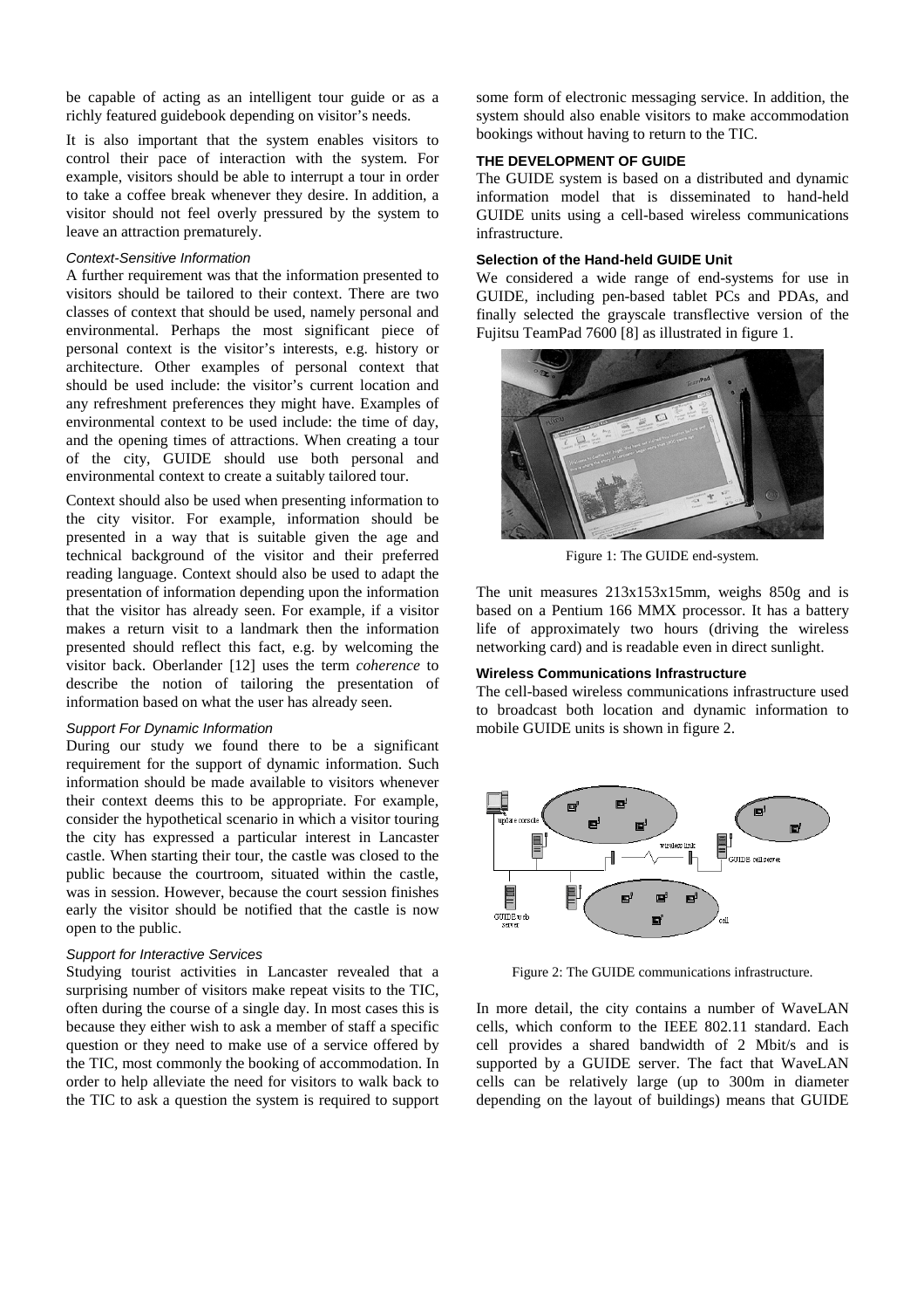be capable of acting as an intelligent tour guide or as a richly featured guidebook depending on visitor's needs.

It is also important that the system enables visitors to control their pace of interaction with the system. For example, visitors should be able to interrupt a tour in order to take a coffee break whenever they desire. In addition, a visitor should not feel overly pressured by the system to leave an attraction prematurely.

#### *Context-Sensitive Information*

A further requirement was that the information presented to visitors should be tailored to their context. There are two classes of context that should be used, namely personal and environmental. Perhaps the most significant piece of personal context is the visitor's interests, e.g. history or architecture. Other examples of personal context that should be used include: the visitor's current location and any refreshment preferences they might have. Examples of environmental context to be used include: the time of day, and the opening times of attractions. When creating a tour of the city, GUIDE should use both personal and environmental context to create a suitably tailored tour.

Context should also be used when presenting information to the city visitor. For example, information should be presented in a way that is suitable given the age and technical background of the visitor and their preferred reading language. Context should also be used to adapt the presentation of information depending upon the information that the visitor has already seen. For example, if a visitor makes a return visit to a landmark then the information presented should reflect this fact, e.g. by welcoming the visitor back. Oberlander [12] uses the term *coherence* to describe the notion of tailoring the presentation of information based on what the user has already seen.

#### *Support For Dynamic Information*

During our study we found there to be a significant requirement for the support of dynamic information. Such information should be made available to visitors whenever their context deems this to be appropriate. For example, consider the hypothetical scenario in which a visitor touring the city has expressed a particular interest in Lancaster castle. When starting their tour, the castle was closed to the public because the courtroom, situated within the castle, was in session. However, because the court session finishes early the visitor should be notified that the castle is now open to the public.

#### *Support for Interactive Services*

Studying tourist activities in Lancaster revealed that a surprising number of visitors make repeat visits to the TIC, often during the course of a single day. In most cases this is because they either wish to ask a member of staff a specific question or they need to make use of a service offered by the TIC, most commonly the booking of accommodation. In order to help alleviate the need for visitors to walk back to the TIC to ask a question the system is required to support some form of electronic messaging service. In addition, the system should also enable visitors to make accommodation bookings without having to return to the TIC.

## THE DEVELOPMENT OF GUIDE

The GUIDE system is based on a distributed and dynamic information model that is disseminated to hand-held GUIDE units using a cell-based wireless communications infrastructure.

### Selection of the Hand-held GUIDE Unit

We considered a wide range of end-systems for use in GUIDE, including pen-based tablet PCs and PDAs, and finally selected the grayscale transflective version of the Fujitsu TeamPad 7600 [8] as illustrated in figure 1.

Figure 1: The GUIDE end-system.

The unit measures 213x153x15mm, weighs 850g and is based on a Pentium 166 MMX processor. It has a battery life of approximately two hours (driving the wireless networking card) and is readable even in direct sunlight.

### Wireless Communications Infrastructure

The cell-based wireless communications infrastructure used to broadcast both location and dynamic information to mobile GUIDE units is shown in figure 2.

Figure 2: The GUIDE communications infrastructure.

In more detail, the city contains a number of WaveLAN cells, which conform to the IEEE 802.11 standard. Each cell provides a shared bandwidth of 2 Mbit/s and is supported by a GUIDE server. The fact that WaveLAN cells can be relatively large (up to 300m in diameter depending on the layout of buildings) means that GUIDE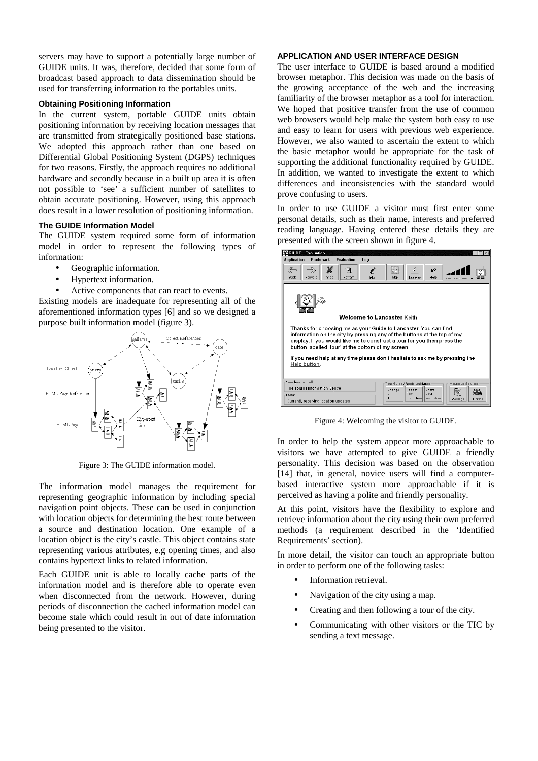servers may have to support a potentially large number of GUIDE units. It was, therefore, decided that some form of broadcast based approach to data dissemination should be used for transferring information to the portables units.

### Obtaining Positioning Information

In the current system, portable GUIDE units obtain positioning information by receiving location messages that are transmitted from strategically positioned base stations. We adopted this approach rather than one based on Differential Global Positioning System (DGPS) techniques for two reasons. Firstly, the approach requires no additional hardware and secondly because in a built up area it is often not possible to 'see' a sufficient number of satellites to obtain accurate positioning. However, using this approach does result in a lower resolution of positioning information.

### The GUIDE Information Model

The GUIDE system required some form of information model in order to represent the following types of information:

- Geographic information.
- Hypertext information.
- Active components that can react to events.

Existing models are inadequate for representing all of the aforementioned information types [6] and so we designed a purpose built information model (figure 3).

Figure 3: The GUIDE information model.

The information model manages the requirement for representing geographic information by including special navigation point objects. These can be used in conjunction with location objects for determining the best route between a source and destination location. One example of a location object is the city's castle. This object contains state representing various attributes, e.g opening times, and also contains hypertext links to related information.

Each GUIDE unit is able to locally cache parts of the information model and is therefore able to operate even when disconnected from the network. However, during periods of disconnection the cached information model can become stale which could result in out of date information being presented to the visitor.

### APPLICATION AND USER INTERFACE DESIGN

The user interface to GUIDE is based around a modified browser metaphor. This decision was made on the basis of the growing acceptance of the web and the increasing familiarity of the browser metaphor as a tool for interaction. We hoped that positive transfer from the use of common web browsers would help make the system both easy to use and easy to learn for users with previous web experience. However, we also wanted to ascertain the extent to which the basic metaphor would be appropriate for the task of supporting the additional functionality required by GUIDE. In addition, we wanted to investigate the extent to which differences and inconsistencies with the standard would prove confusing to users.

In order to use GUIDE a visitor must first enter some personal details, such as their name, interests and preferred reading language. Having entered these details they are presented with the screen shown in figure 4.

Figure 4: Welcoming the visitor to GUIDE.

In order to help the system appear more approachable to visitors we have attempted to give GUIDE a friendly personality. This decision was based on the observation [14] that, in general, novice users will find a computer-based interactive system more approachable if it is perceived as having a polite and friendly personality.

At this point, visitors have the flexibility to explore and retrieve information about the city using their own preferred methods (a requirement described in the 'Identified Requirements' section).

In more detail, the visitor can touch an appropriate button in order to perform one of the following tasks:

- Information retrieval.
- Navigation of the city using a map.
- Creating and then following a tour of the city.
- Communicating with other visitors or the TIC by sending a text message.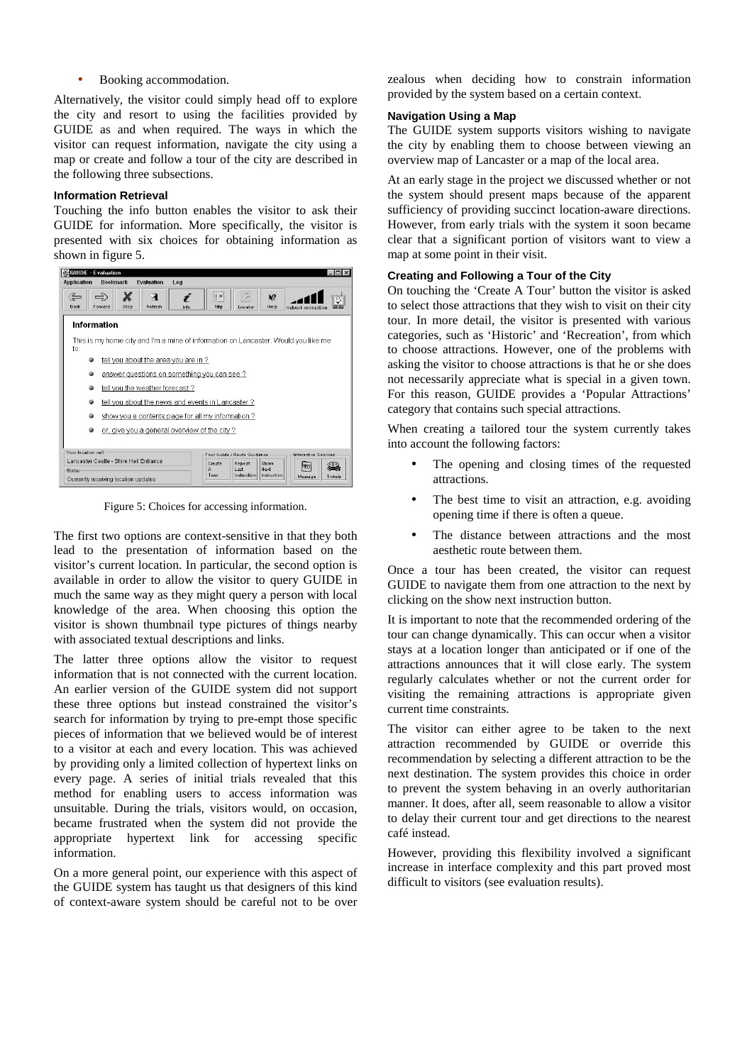- Booking accommodation.

Alternatively, the visitor could simply head off to explore the city and resort to using the facilities provided by GUIDE as and when required. The ways in which the visitor can request information, navigate the city using a map or create and follow a tour of the city are described in the following three subsections.

#### Information Retrieval

Touching the info button enables the visitor to ask their GUIDE for information. More specifically, the visitor is presented with six choices for obtaining information as shown in figure 5.

Figure 5: Choices for accessing information.

The first two options are context-sensitive in that they both lead to the presentation of information based on the visitor's current location. In particular, the second option is available in order to allow the visitor to query GUIDE in much the same way as they might query a person with local knowledge of the area. When choosing this option the visitor is shown thumbnail type pictures of things nearby with associated textual descriptions and links.

The latter three options allow the visitor to request information that is not connected with the current location. An earlier version of the GUIDE system did not support these three options but instead constrained the visitor's search for information by trying to pre-empt those specific pieces of information that we believed would be of interest to a visitor at each and every location. This was achieved by providing only a limited collection of hypertext links on every page. A series of initial trials revealed that this method for enabling users to access information was unsuitable. During the trials, visitors would, on occasion, became frustrated when the system did not provide the appropriate hypertext link for accessing specific information.

On a more general point, our experience with this aspect of the GUIDE system has taught us that designers of this kind of context-aware system should be careful not to be over zealous when deciding how to constrain information provided by the system based on a certain context.

#### Navigation Using a Map

The GUIDE system supports visitors wishing to navigate the city by enabling them to choose between viewing an overview map of Lancaster or a map of the local area.

At an early stage in the project we discussed whether or not the system should present maps because of the apparent sufficiency of providing succinct location-aware directions. However, from early trials with the system it soon became clear that a significant portion of visitors want to view a map at some point in their visit.

#### Creating and Following a Tour of the City

On touching the 'Create A Tour' button the visitor is asked to select those attractions that they wish to visit on their city tour. In more detail, the visitor is presented with various categories, such as 'Historic' and 'Recreation', from which to choose attractions. However, one of the problems with asking the visitor to choose attractions is that he or she does not necessarily appreciate what is special in a given town. For this reason, GUIDE provides a 'Popular Attractions' category that contains such special attractions.

When creating a tailored tour the system currently takes into account the following factors:

- The opening and closing times of the requested attractions.
- The best time to visit an attraction, e.g. avoiding opening time if there is often a queue.
- The distance between attractions and the most aesthetic route between them.

Once a tour has been created, the visitor can request GUIDE to navigate them from one attraction to the next by clicking on the show next instruction button.

It is important to note that the recommended ordering of the tour can change dynamically. This can occur when a visitor stays at a location longer than anticipated or if one of the attractions announces that it will close early. The system regularly calculates whether or not the current order for visiting the remaining attractions is appropriate given current time constraints.

The visitor can either agree to be taken to the next attraction recommended by GUIDE or override this recommendation by selecting a different attraction to be the next destination. The system provides this choice in order to prevent the system behaving in an overly authoritarian manner. It does, after all, seem reasonable to allow a visitor to delay their current tour and get directions to the nearest café instead.

However, providing this flexibility involved a significant increase in interface complexity and this part proved most difficult to visitors (see evaluation results).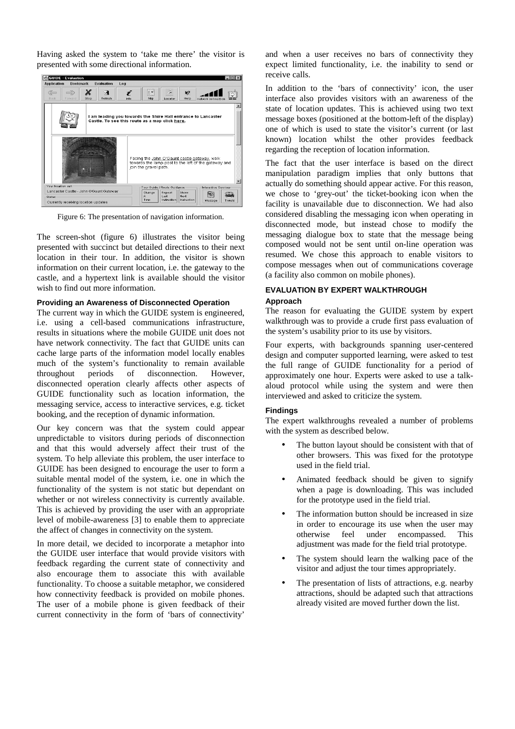Having asked the system to 'take me there' the visitor is presented with some directional information.

Figure 6: The presentation of navigation information.

The screen-shot (figure 6) illustrates the visitor being presented with succinct but detailed directions to their next location in their tour. In addition, the visitor is shown information on their current location, i.e. the gateway to the castle, and a hypertext link is available should the visitor wish to find out more information.

### Providing an Awareness of Disconnected Operation

The current way in which the GUIDE system is engineered, i.e. using a cell-based communications infrastructure, results in situations where the mobile GUIDE unit does not have network connectivity. The fact that GUIDE units can cache large parts of the information model locally enables much of the system's functionality to remain available throughout periods of disconnection. However, disconnected operation clearly affects other aspects of GUIDE functionality such as location information, the messaging service, access to interactive services, e.g. ticket booking, and the reception of dynamic information.

Our key concern was that the system could appear unpredictable to visitors during periods of disconnection and that this would adversely affect their trust of the system. To help alleviate this problem, the user interface to GUIDE has been designed to encourage the user to form a suitable mental model of the system, i.e. one in which the functionality of the system is not static but dependant on whether or not wireless connectivity is currently available. This is achieved by providing the user with an appropriate level of mobile-awareness [3] to enable them to appreciate the affect of changes in connectivity on the system.

In more detail, we decided to incorporate a metaphor into the GUIDE user interface that would provide visitors with feedback regarding the current state of connectivity and also encourage them to associate this with available functionality. To choose a suitable metaphor, we considered how connectivity feedback is provided on mobile phones. The user of a mobile phone is given feedback of their current connectivity in the form of 'bars of connectivity' and when a user receives no bars of connectivity they expect limited functionality, i.e. the inability to send or receive calls.

In addition to the 'bars of connectivity' icon, the user interface also provides visitors with an awareness of the state of location updates. This is achieved using two text message boxes (positioned at the bottom-left of the display) one of which is used to state the visitor's current (or last known) location whilst the other provides feedback regarding the reception of location information.

The fact that the user interface is based on the direct manipulation paradigm implies that only buttons that actually do something should appear active. For this reason, we chose to 'grey-out' the ticket-booking icon when the facility is unavailable due to disconnection. We had also considered disabling the messaging icon when operating in disconnected mode, but instead chose to modify the messaging dialogue box to state that the message being composed would not be sent until on-line operation was resumed. We chose this approach to enable visitors to compose messages when out of communications coverage (a facility also common on mobile phones).

## EVALUATION BY EXPERT WALKTHROUGH

### Approach

The reason for evaluating the GUIDE system by expert walkthrough was to provide a crude first pass evaluation of the system's usability prior to its use by visitors.

Four experts, with backgrounds spanning user-centered design and computer supported learning, were asked to test the full range of GUIDE functionality for a period of approximately one hour. Experts were asked to use a talk-aloud protocol while using the system and were then interviewed and asked to criticize the system.

### Findings

The expert walkthroughs revealed a number of problems with the system as described below.

- The button layout should be consistent with that of other browsers. This was fixed for the prototype used in the field trial.
- Animated feedback should be given to signify when a page is downloading. This was included for the prototype used in the field trial.
- The information button should be increased in size in order to encourage its use when the user may otherwise feel under encompassed. This adjustment was made for the field trial prototype.
- The system should learn the walking pace of the visitor and adjust the tour times appropriately.
- The presentation of lists of attractions, e.g. nearby attractions, should be adapted such that attractions already visited are moved further down the list.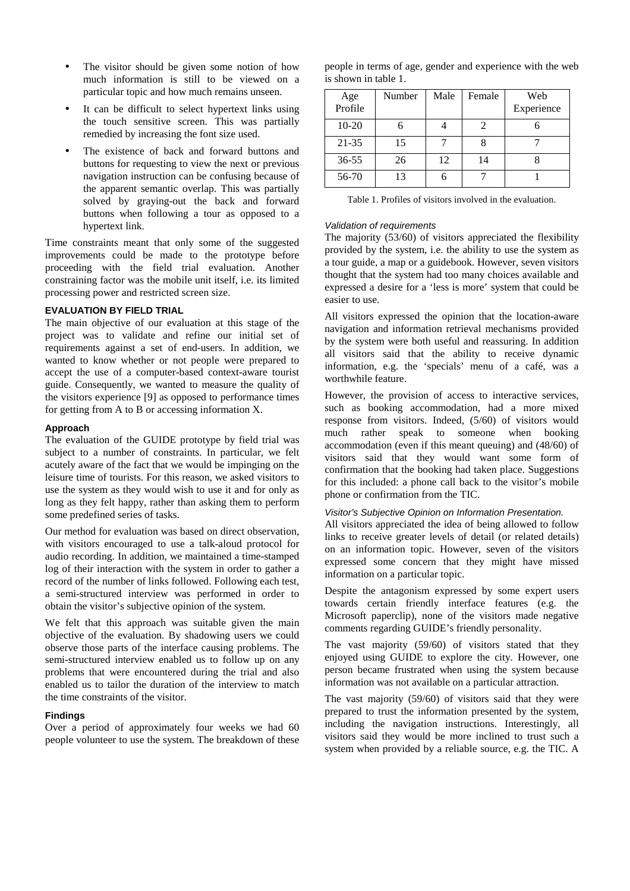- The visitor should be given some notion of how much information is still to be viewed on a particular topic and how much remains unseen.
- It can be difficult to select hypertext links using the touch sensitive screen. This was partially remedied by increasing the font size used.
- The existence of back and forward buttons and buttons for requesting to view the next or previous navigation instruction can be confusing because of the apparent semantic overlap. This was partially solved by graying-out the back and forward buttons when following a tour as opposed to a hypertext link.

Time constraints meant that only some of the suggested improvements could be made to the prototype before proceeding with the field trial evaluation. Another constraining factor was the mobile unit itself, i.e. its limited processing power and restricted screen size.

## EVALUATION BY FIELD TRIAL

The main objective of our evaluation at this stage of the project was to validate and refine our initial set of requirements against a set of end-users. In addition, we wanted to know whether or not people were prepared to accept the use of a computer-based context-aware tourist guide. Consequently, we wanted to measure the quality of the visitors experience [9] as opposed to performance times for getting from A to B or accessing information X.

### Approach

The evaluation of the GUIDE prototype by field trial was subject to a number of constraints. In particular, we felt acutely aware of the fact that we would be impinging on the leisure time of tourists. For this reason, we asked visitors to use the system as they would wish to use it and for only as long as they felt happy, rather than asking them to perform some predefined series of tasks.

Our method for evaluation was based on direct observation, with visitors encouraged to use a talk-aloud protocol for audio recording. In addition, we maintained a time-stamped log of their interaction with the system in order to gather a record of the number of links followed. Following each test, a semi-structured interview was performed in order to obtain the visitor's subjective opinion of the system.

We felt that this approach was suitable given the main objective of the evaluation. By shadowing users we could observe those parts of the interface causing problems. The semi-structured interview enabled us to follow up on any problems that were encountered during the trial and also enabled us to tailor the duration of the interview to match the time constraints of the visitor.

### Findings

Over a period of approximately four weeks we had 60 people volunteer to use the system. The breakdown of these people in terms of age, gender and experience with the web is shown in table 1.

| Age Profile | Number | Male | Female | Web Experience |
|---|---|---|---|---|
| 10-20 | 6 | 4 | 2 | 6 |
| 21-35 | 15 | 7 | 8 | 7 |
| 36-55 | 26 | 12 | 14 | 8 |
| 56-70 | 13 | 6 | 7 | 1 |

Table 1. Profiles of visitors involved in the evaluation.

*Validation of requirements*

The majority (53/60) of visitors appreciated the flexibility provided by the system, i.e. the ability to use the system as a tour guide, a map or a guidebook. However, seven visitors thought that the system had too many choices available and expressed a desire for a 'less is more' system that could be easier to use.

All visitors expressed the opinion that the location-aware navigation and information retrieval mechanisms provided by the system were both useful and reassuring. In addition all visitors said that the ability to receive dynamic information, e.g. the 'specials' menu of a café, was a worthwhile feature.

However, the provision of access to interactive services, such as booking accommodation, had a more mixed response from visitors. Indeed, (5/60) of visitors would much rather speak to someone when booking accommodation (even if this meant queuing) and (48/60) of visitors said that they would want some form of confirmation that the booking had taken place. Suggestions for this included: a phone call back to the visitor's mobile phone or confirmation from the TIC.

*Visitor's Subjective Opinion on Information Presentation.*

All visitors appreciated the idea of being allowed to follow links to receive greater levels of detail (or related details) on an information topic. However, seven of the visitors expressed some concern that they might have missed information on a particular topic.

Despite the antagonism expressed by some expert users towards certain friendly interface features (e.g. the Microsoft paperclip), none of the visitors made negative comments regarding GUIDE's friendly personality.

The vast majority (59/60) of visitors stated that they enjoyed using GUIDE to explore the city. However, one person became frustrated when using the system because information was not available on a particular attraction.

The vast majority (59/60) of visitors said that they were prepared to trust the information presented by the system, including the navigation instructions. Interestingly, all visitors said they would be more inclined to trust such a system when provided by a reliable source, e.g. the TIC. A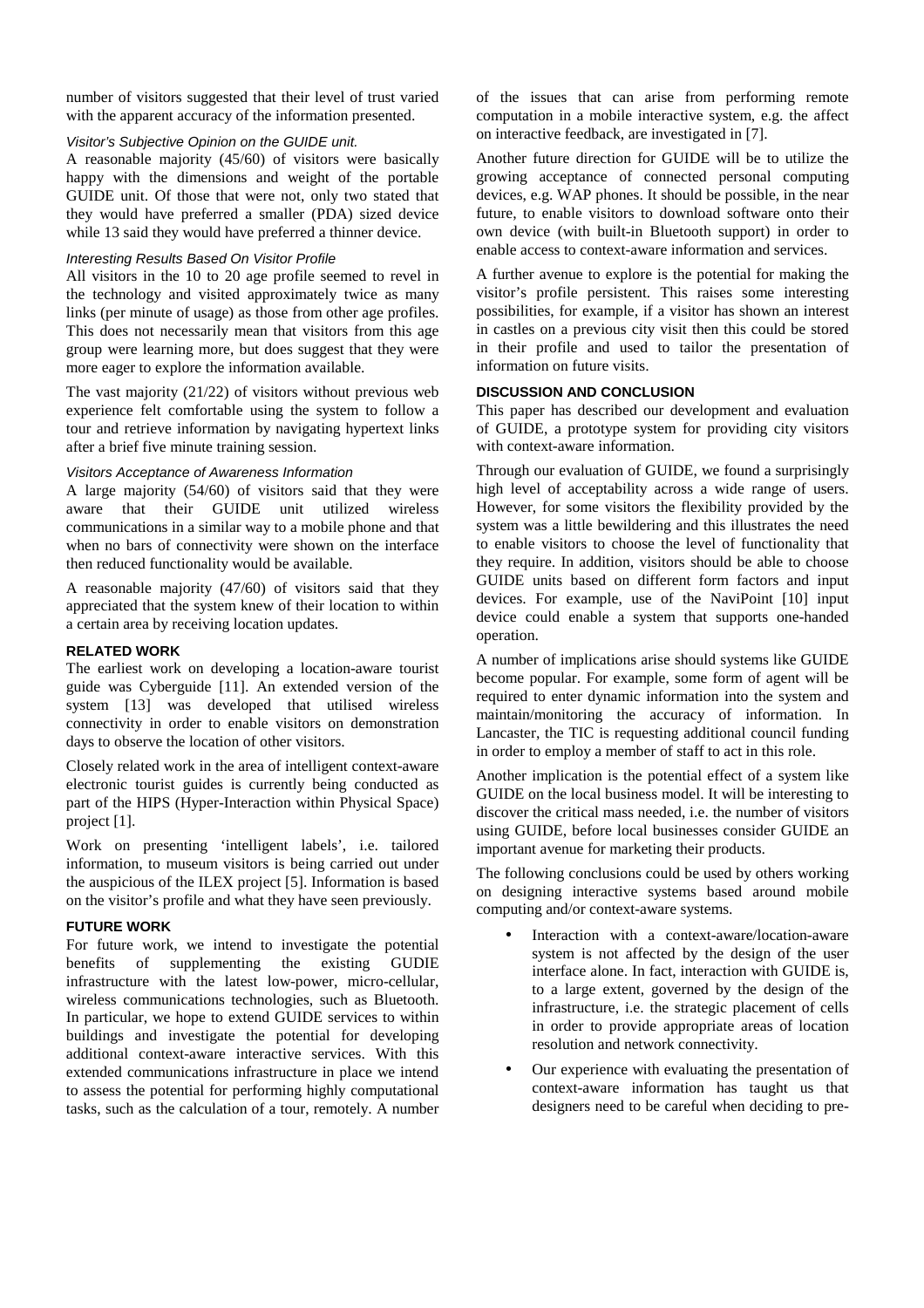number of visitors suggested that their level of trust varied with the apparent accuracy of the information presented.

*Visitor's Subjective Opinion on the GUIDE unit.*

A reasonable majority (45/60) of visitors were basically happy with the dimensions and weight of the portable GUIDE unit. Of those that were not, only two stated that they would have preferred a smaller (PDA) sized device while 13 said they would have preferred a thinner device.

*Interesting Results Based On Visitor Profile*

All visitors in the 10 to 20 age profile seemed to revel in the technology and visited approximately twice as many links (per minute of usage) as those from other age profiles. This does not necessarily mean that visitors from this age group were learning more, but does suggest that they were more eager to explore the information available.

The vast majority (21/22) of visitors without previous web experience felt comfortable using the system to follow a tour and retrieve information by navigating hypertext links after a brief five minute training session.

*Visitors Acceptance of Awareness Information*

A large majority (54/60) of visitors said that they were aware that their GUIDE unit utilized wireless communications in a similar way to a mobile phone and that when no bars of connectivity were shown on the interface then reduced functionality would be available.

A reasonable majority (47/60) of visitors said that they appreciated that the system knew of their location to within a certain area by receiving location updates.

## RELATED WORK

The earliest work on developing a location-aware tourist guide was Cyberguide [11]. An extended version of the system [13] was developed that utilised wireless connectivity in order to enable visitors on demonstration days to observe the location of other visitors.

Closely related work in the area of intelligent context-aware electronic tourist guides is currently being conducted as part of the HIPS (Hyper-Interaction within Physical Space) project [1].

Work on presenting 'intelligent labels', i.e. tailored information, to museum visitors is being carried out under the auspicious of the ILEX project [5]. Information is based on the visitor's profile and what they have seen previously.

## FUTURE WORK

For future work, we intend to investigate the potential benefits of supplementing the existing GUDIE infrastructure with the latest low-power, micro-cellular, wireless communications technologies, such as Bluetooth. In particular, we hope to extend GUIDE services to within buildings and investigate the potential for developing additional context-aware interactive services. With this extended communications infrastructure in place we intend to assess the potential for performing highly computational tasks, such as the calculation of a tour, remotely. A number of the issues that can arise from performing remote computation in a mobile interactive system, e.g. the affect on interactive feedback, are investigated in [7].

Another future direction for GUIDE will be to utilize the growing acceptance of connected personal computing devices, e.g. WAP phones. It should be possible, in the near future, to enable visitors to download software onto their own device (with built-in Bluetooth support) in order to enable access to context-aware information and services.

A further avenue to explore is the potential for making the visitor's profile persistent. This raises some interesting possibilities, for example, if a visitor has shown an interest in castles on a previous city visit then this could be stored in their profile and used to tailor the presentation of information on future visits.

## DISCUSSION AND CONCLUSION

This paper has described our development and evaluation of GUIDE, a prototype system for providing city visitors with context-aware information.

Through our evaluation of GUIDE, we found a surprisingly high level of acceptability across a wide range of users. However, for some visitors the flexibility provided by the system was a little bewildering and this illustrates the need to enable visitors to choose the level of functionality that they require. In addition, visitors should be able to choose GUIDE units based on different form factors and input devices. For example, use of the NaviPoint [10] input device could enable a system that supports one-handed operation.

A number of implications arise should systems like GUIDE become popular. For example, some form of agent will be required to enter dynamic information into the system and maintain/monitoring the accuracy of information. In Lancaster, the TIC is requesting additional council funding in order to employ a member of staff to act in this role.

Another implication is the potential effect of a system like GUIDE on the local business model. It will be interesting to discover the critical mass needed, i.e. the number of visitors using GUIDE, before local businesses consider GUIDE an important avenue for marketing their products.

The following conclusions could be used by others working on designing interactive systems based around mobile computing and/or context-aware systems.

- Interaction with a context-aware/location-aware system is not affected by the design of the user interface alone. In fact, interaction with GUIDE is, to a large extent, governed by the design of the infrastructure, i.e. the strategic placement of cells in order to provide appropriate areas of location resolution and network connectivity.
- Our experience with evaluating the presentation of context-aware information has taught us that designers need to be careful when deciding to pre-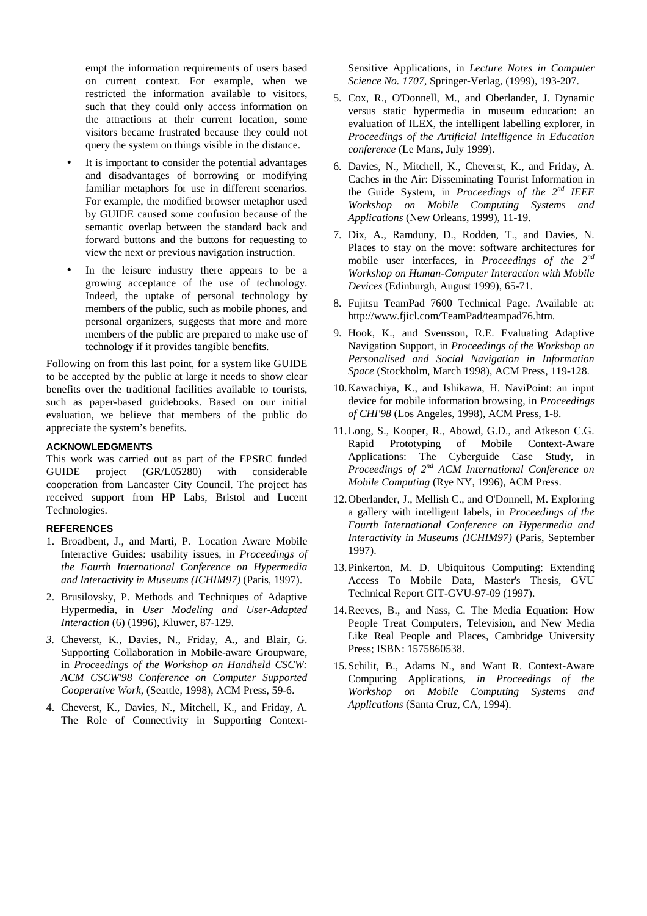empt the information requirements of users based on current context. For example, when we restricted the information available to visitors, such that they could only access information on the attractions at their current location, some visitors became frustrated because they could not query the system on things visible in the distance.

- It is important to consider the potential advantages and disadvantages of borrowing or modifying familiar metaphors for use in different scenarios. For example, the modified browser metaphor used by GUIDE caused some confusion because of the semantic overlap between the standard back and forward buttons and the buttons for requesting to view the next or previous navigation instruction.
- In the leisure industry there appears to be a growing acceptance of the use of technology. Indeed, the uptake of personal technology by members of the public, such as mobile phones, and personal organizers, suggests that more and more members of the public are prepared to make use of technology if it provides tangible benefits.

Following on from this last point, for a system like GUIDE to be accepted by the public at large it needs to show clear benefits over the traditional facilities available to tourists, such as paper-based guidebooks. Based on our initial evaluation, we believe that members of the public do appreciate the system's benefits.

### ACKNOWLEDGMENTS

This work was carried out as part of the EPSRC funded GUIDE project (GR/L05280) with considerable cooperation from Lancaster City Council. The project has received support from HP Labs, Bristol and Lucent Technologies.

### REFERENCES

1. Broadbent, J., and Marti, P. Location Aware Mobile Interactive Guides: usability issues, in *Proceedings of the Fourth International Conference on Hypermedia and Interactivity in Museums (ICHIM97)* (Paris, 1997).
2. Brusilovsky, P. Methods and Techniques of Adaptive Hypermedia, in *User Modeling and User-Adapted Interaction* (6) (1996), Kluwer, 87-129.
3. Cheverst, K., Davies, N., Friday, A., and Blair, G. Supporting Collaboration in Mobile-aware Groupware, in *Proceedings of the Workshop on Handheld CSCW: ACM CSCW'98 Conference on Computer Supported Cooperative Work*, (Seattle, 1998), ACM Press, 59-6.
4. Cheverst, K., Davies, N., Mitchell, K., and Friday, A. The Role of Connectivity in Supporting Context-Sensitive Applications, in *Lecture Notes in Computer Science No. 1707*, Springer-Verlag, (1999), 193-207.
5. Cox, R., O'Donnell, M., and Oberlander, J. Dynamic versus static hypermedia in museum education: an evaluation of ILEX, the intelligent labelling explorer, in *Proceedings of the Artificial Intelligence in Education conference* (Le Mans, July 1999).
6. Davies, N., Mitchell, K., Cheverst, K., and Friday, A. Caches in the Air: Disseminating Tourist Information in the Guide System, in *Proceedings of the 2nd IEEE Workshop on Mobile Computing Systems and Applications* (New Orleans, 1999), 11-19.
7. Dix, A., Ramduny, D., Rodden, T., and Davies, N. Places to stay on the move: software architectures for mobile user interfaces, in *Proceedings of the 2nd Workshop on Human-Computer Interaction with Mobile Devices* (Edinburgh, August 1999), 65-71.
8. Fujitsu TeamPad 7600 Technical Page. Available at: http://www.fjicl.com/TeamPad/teampad76.htm.
9. Hook, K., and Svensson, R.E. Evaluating Adaptive Navigation Support, in *Proceedings of the Workshop on Personalised and Social Navigation in Information Space* (Stockholm, March 1998), ACM Press, 119-128.
10. Kawachiya, K., and Ishikawa, H. NaviPoint: an input device for mobile information browsing, in *Proceedings of CHI'98* (Los Angeles, 1998), ACM Press, 1-8.
11. Long, S., Kooper, R., Abowd, G.D., and Atkeson C.G. Rapid Prototyping of Mobile Context-Aware Applications: The Cyberguide Case Study, in *Proceedings of 2nd ACM International Conference on Mobile Computing* (Rye NY, 1996), ACM Press.
12. Oberlander, J., Mellish C., and O'Donnell, M. Exploring a gallery with intelligent labels, in *Proceedings of the Fourth International Conference on Hypermedia and Interactivity in Museums (ICHIM97)* (Paris, September 1997).
13. Pinkerton, M. D. Ubiquitous Computing: Extending Access To Mobile Data, Master's Thesis, GVU Technical Report GIT-GVU-97-09 (1997).
14. Reeves, B., and Nass, C. The Media Equation: How People Treat Computers, Television, and New Media Like Real People and Places, Cambridge University Press; ISBN: 1575860538.
15. Schilit, B., Adams N., and Want R. Context-Aware Computing Applications, *in Proceedings of the Workshop on Mobile Computing Systems and Applications* (Santa Cruz, CA, 1994).